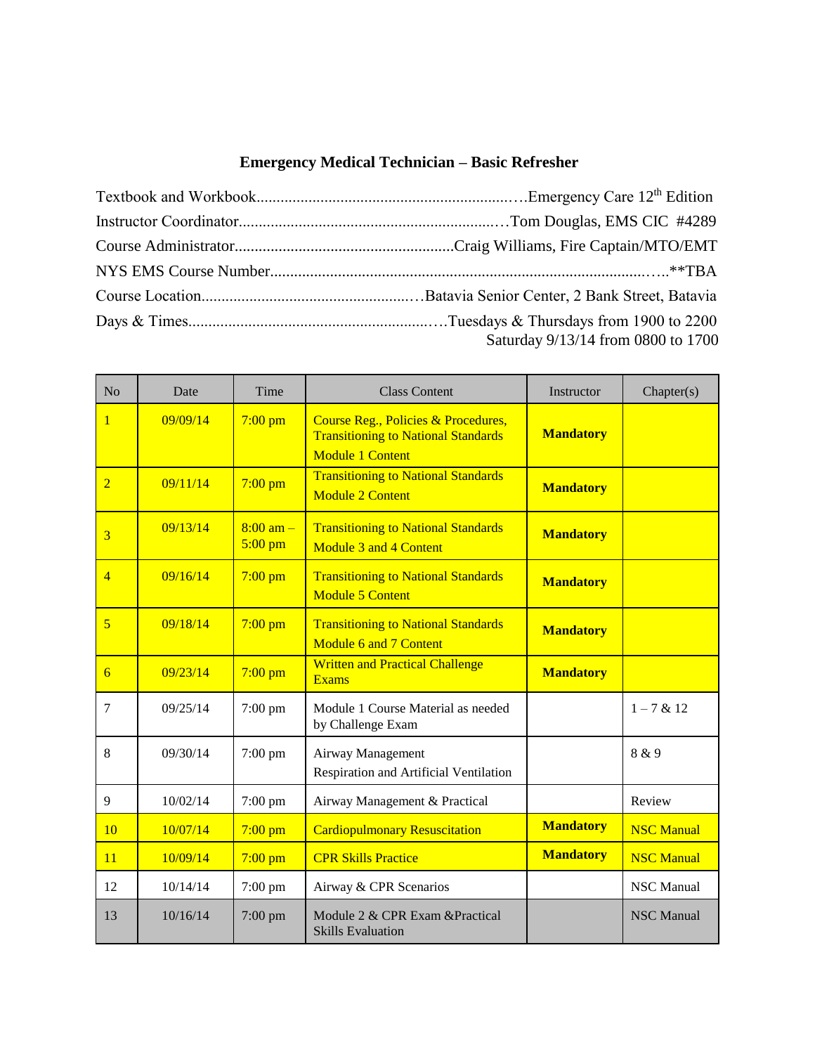# Emergency Medical Technician – Basic Refresher

Textbook and Workbook……………………………………………………….Emergency Care 12th Edition

Instructor Coordinator………………………………………………………Tom Douglas, EMS CIC #4289

Course Administrator…………………………………………………Craig Williams, Fire Captain/MTO/EMT

NYS EMS Course Number……………………………………………………………………………**TBA

Course Location……………………………………………Batavia Senior Center, 2 Bank Street, Batavia

Days & Times…………………………………………………….Tuesdays & Thursdays from 1900 to 2200
Saturday 9/13/14 from 0800 to 1700

| No | Date | Time | Class Content | Instructor | Chapter(s) |
|---|---|---|---|---|---|
| 1 | 09/09/14 | 7:00 pm | Course Reg., Policies & Procedures, Transitioning to National Standards Module 1 Content | **Mandatory** | |
| 2 | 09/11/14 | 7:00 pm | Transitioning to National Standards Module 2 Content | **Mandatory** | |
| 3 | 09/13/14 | 8:00 am – 5:00 pm | Transitioning to National Standards Module 3 and 4 Content | **Mandatory** | |
| 4 | 09/16/14 | 7:00 pm | Transitioning to National Standards Module 5 Content | **Mandatory** | |
| 5 | 09/18/14 | 7:00 pm | Transitioning to National Standards Module 6 and 7 Content | **Mandatory** | |
| 6 | 09/23/14 | 7:00 pm | Written and Practical Challenge Exams | **Mandatory** | |
| 7 | 09/25/14 | 7:00 pm | Module 1 Course Material as needed by Challenge Exam | | 1 – 7 & 12 |
| 8 | 09/30/14 | 7:00 pm | Airway Management Respiration and Artificial Ventilation | | 8 & 9 |
| 9 | 10/02/14 | 7:00 pm | Airway Management & Practical | | Review |
| 10 | 10/07/14 | 7:00 pm | Cardiopulmonary Resuscitation | **Mandatory** | NSC Manual |
| 11 | 10/09/14 | 7:00 pm | CPR Skills Practice | **Mandatory** | NSC Manual |
| 12 | 10/14/14 | 7:00 pm | Airway & CPR Scenarios | | NSC Manual |
| 13 | 10/16/14 | 7:00 pm | Module 2 & CPR Exam &Practical Skills Evaluation | | NSC Manual |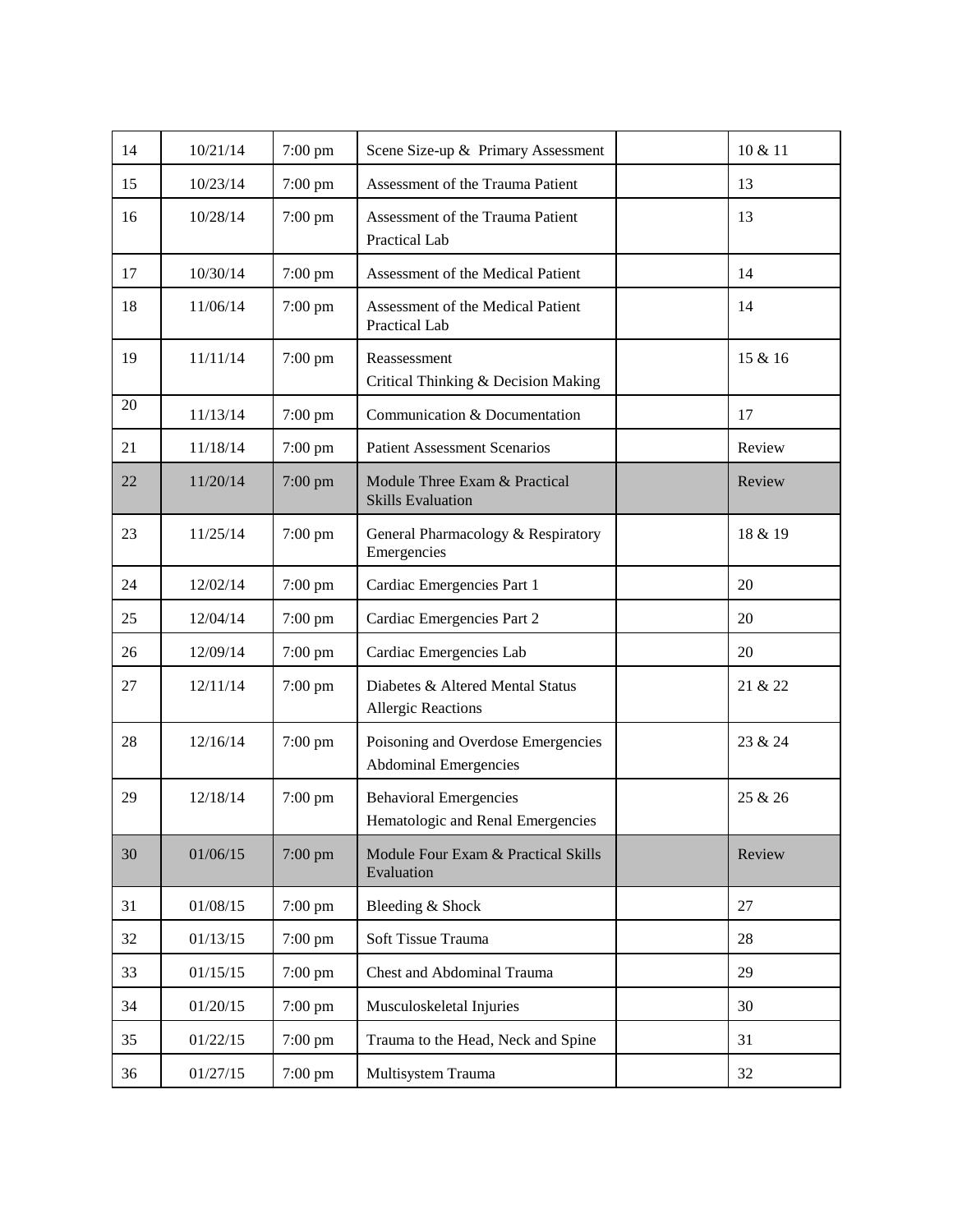| | | | | | |
|---|---|---|---|---|---|
| 14 | 10/21/14 | 7:00 pm | Scene Size-up & Primary Assessment | | 10 & 11 |
| 15 | 10/23/14 | 7:00 pm | Assessment of the Trauma Patient | | 13 |
| 16 | 10/28/14 | 7:00 pm | Assessment of the Trauma Patient Practical Lab | | 13 |
| 17 | 10/30/14 | 7:00 pm | Assessment of the Medical Patient | | 14 |
| 18 | 11/06/14 | 7:00 pm | Assessment of the Medical Patient Practical Lab | | 14 |
| 19 | 11/11/14 | 7:00 pm | Reassessment<br>Critical Thinking & Decision Making | | 15 & 16 |
| 20 | 11/13/14 | 7:00 pm | Communication & Documentation | | 17 |
| 21 | 11/18/14 | 7:00 pm | Patient Assessment Scenarios | | Review |
| 22 | 11/20/14 | 7:00 pm | Module Three Exam & Practical Skills Evaluation | | Review |
| 23 | 11/25/14 | 7:00 pm | General Pharmacology & Respiratory Emergencies | | 18 & 19 |
| 24 | 12/02/14 | 7:00 pm | Cardiac Emergencies Part 1 | | 20 |
| 25 | 12/04/14 | 7:00 pm | Cardiac Emergencies Part 2 | | 20 |
| 26 | 12/09/14 | 7:00 pm | Cardiac Emergencies Lab | | 20 |
| 27 | 12/11/14 | 7:00 pm | Diabetes & Altered Mental Status<br>Allergic Reactions | | 21 & 22 |
| 28 | 12/16/14 | 7:00 pm | Poisoning and Overdose Emergencies<br>Abdominal Emergencies | | 23 & 24 |
| 29 | 12/18/14 | 7:00 pm | Behavioral Emergencies<br>Hematologic and Renal Emergencies | | 25 & 26 |
| 30 | 01/06/15 | 7:00 pm | Module Four Exam & Practical Skills Evaluation | | Review |
| 31 | 01/08/15 | 7:00 pm | Bleeding & Shock | | 27 |
| 32 | 01/13/15 | 7:00 pm | Soft Tissue Trauma | | 28 |
| 33 | 01/15/15 | 7:00 pm | Chest and Abdominal Trauma | | 29 |
| 34 | 01/20/15 | 7:00 pm | Musculoskeletal Injuries | | 30 |
| 35 | 01/22/15 | 7:00 pm | Trauma to the Head, Neck and Spine | | 31 |
| 36 | 01/27/15 | 7:00 pm | Multisystem Trauma | | 32 |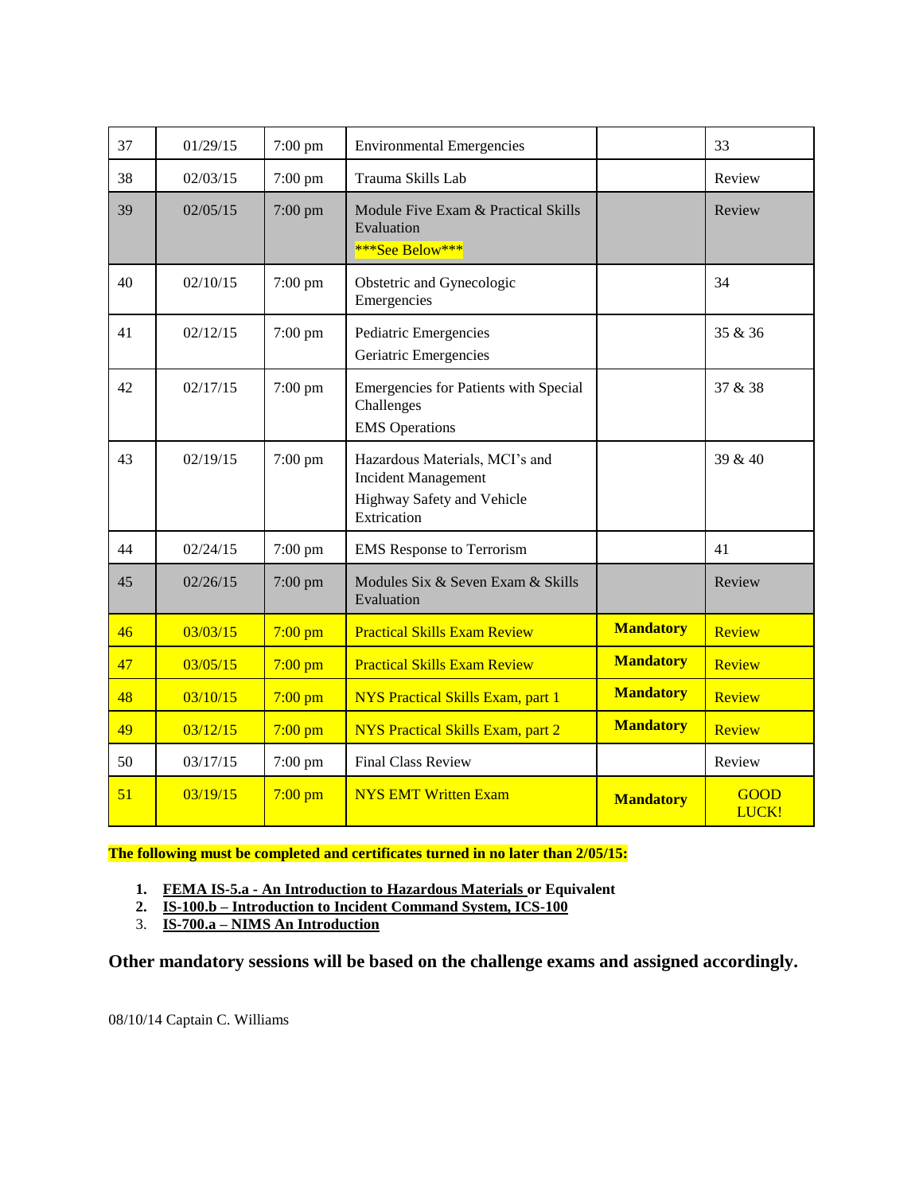| | | | | | |
|---|---|---|---|---|---|
| 37 | 01/29/15 | 7:00 pm | Environmental Emergencies | | 33 |
| 38 | 02/03/15 | 7:00 pm | Trauma Skills Lab | | Review |
| 39 | 02/05/15 | 7:00 pm | Module Five Exam & Practical Skills Evaluation ***See Below*** | | Review |
| 40 | 02/10/15 | 7:00 pm | Obstetric and Gynecologic Emergencies | | 34 |
| 41 | 02/12/15 | 7:00 pm | Pediatric Emergencies<br>Geriatric Emergencies | | 35 & 36 |
| 42 | 02/17/15 | 7:00 pm | Emergencies for Patients with Special Challenges<br>EMS Operations | | 37 & 38 |
| 43 | 02/19/15 | 7:00 pm | Hazardous Materials, MCI's and Incident Management<br>Highway Safety and Vehicle Extrication | | 39 & 40 |
| 44 | 02/24/15 | 7:00 pm | EMS Response to Terrorism | | 41 |
| 45 | 02/26/15 | 7:00 pm | Modules Six & Seven Exam & Skills Evaluation | | Review |
| 46 | 03/03/15 | 7:00 pm | Practical Skills Exam Review | **Mandatory** | Review |
| 47 | 03/05/15 | 7:00 pm | Practical Skills Exam Review | **Mandatory** | Review |
| 48 | 03/10/15 | 7:00 pm | NYS Practical Skills Exam, part 1 | **Mandatory** | Review |
| 49 | 03/12/15 | 7:00 pm | NYS Practical Skills Exam, part 2 | **Mandatory** | Review |
| 50 | 03/17/15 | 7:00 pm | Final Class Review | | Review |
| 51 | 03/19/15 | 7:00 pm | NYS EMT Written Exam | **Mandatory** | GOOD LUCK! |

**The following must be completed and certificates turned in no later than 2/05/15:**

1. **FEMA IS-5.a - An Introduction to Hazardous Materials or Equivalent**
2. **IS-100.b – Introduction to Incident Command System, ICS-100**
3. **IS-700.a – NIMS An Introduction**

**Other mandatory sessions will be based on the challenge exams and assigned accordingly.**

08/10/14 Captain C. Williams